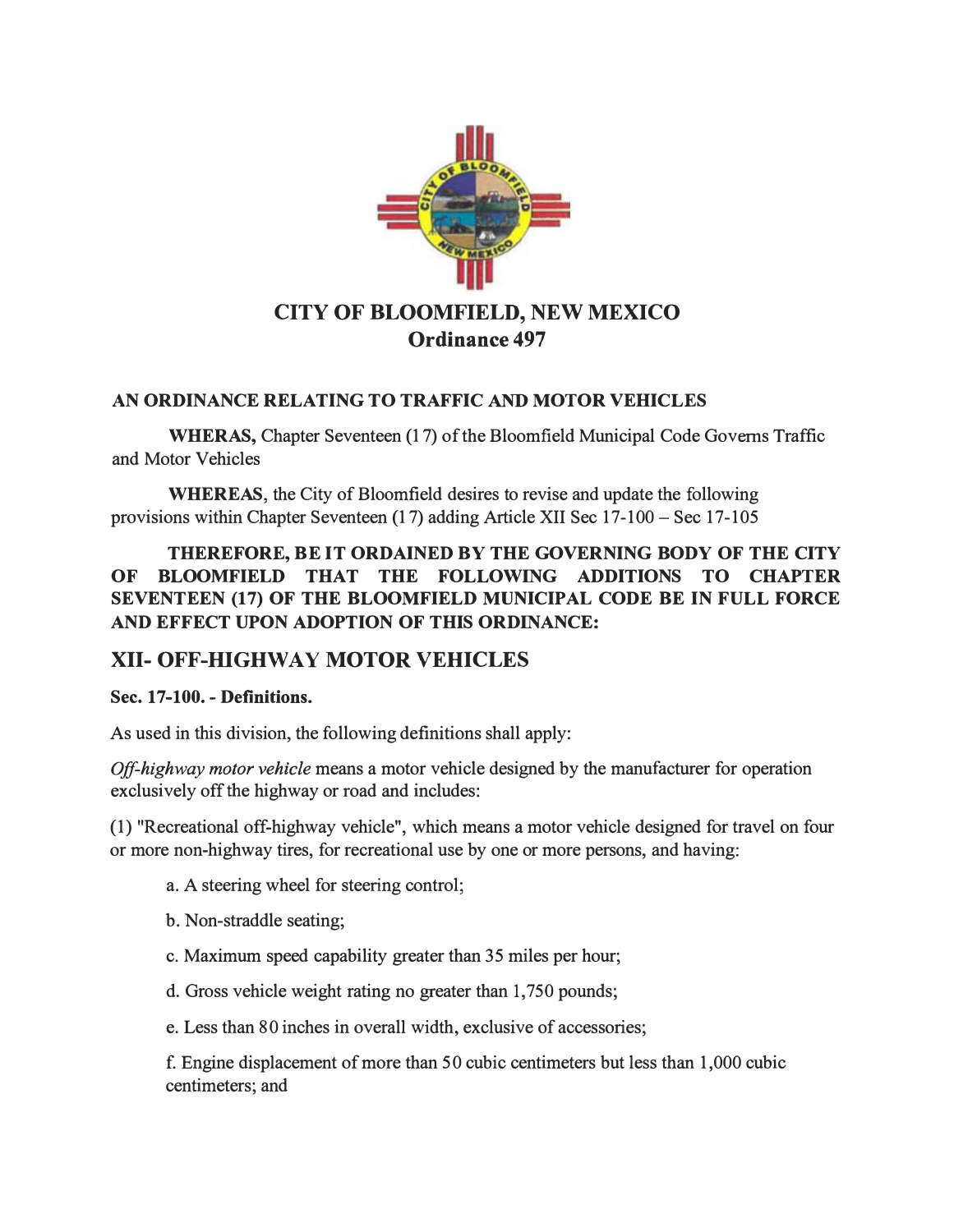# CITY OF BLOOMFIELD, NEW MEXICO
## Ordinance 497

**AN ORDINANCE RELATING TO TRAFFIC AND MOTOR VEHICLES**

**WHERAS,** Chapter Seventeen (17) of the Bloomfield Municipal Code Governs Traffic and Motor Vehicles

**WHEREAS**, the City of Bloomfield desires to revise and update the following provisions within Chapter Seventeen (17) adding Article XII Sec 17-100 – Sec 17-105

**THEREFORE, BE IT ORDAINED BY THE GOVERNING BODY OF THE CITY OF BLOOMFIELD THAT THE FOLLOWING ADDITIONS TO CHAPTER SEVENTEEN (17) OF THE BLOOMFIELD MUNICIPAL CODE BE IN FULL FORCE AND EFFECT UPON ADOPTION OF THIS ORDINANCE:**

## XII- OFF-HIGHWAY MOTOR VEHICLES

**Sec. 17-100. - Definitions.**

As used in this division, the following definitions shall apply:

*Off-highway motor vehicle* means a motor vehicle designed by the manufacturer for operation exclusively off the highway or road and includes:

(1) "Recreational off-highway vehicle", which means a motor vehicle designed for travel on four or more non-highway tires, for recreational use by one or more persons, and having:

a. A steering wheel for steering control;

b. Non-straddle seating;

c. Maximum speed capability greater than 35 miles per hour;

d. Gross vehicle weight rating no greater than 1,750 pounds;

e. Less than 80 inches in overall width, exclusive of accessories;

f. Engine displacement of more than 50 cubic centimeters but less than 1,000 cubic centimeters; and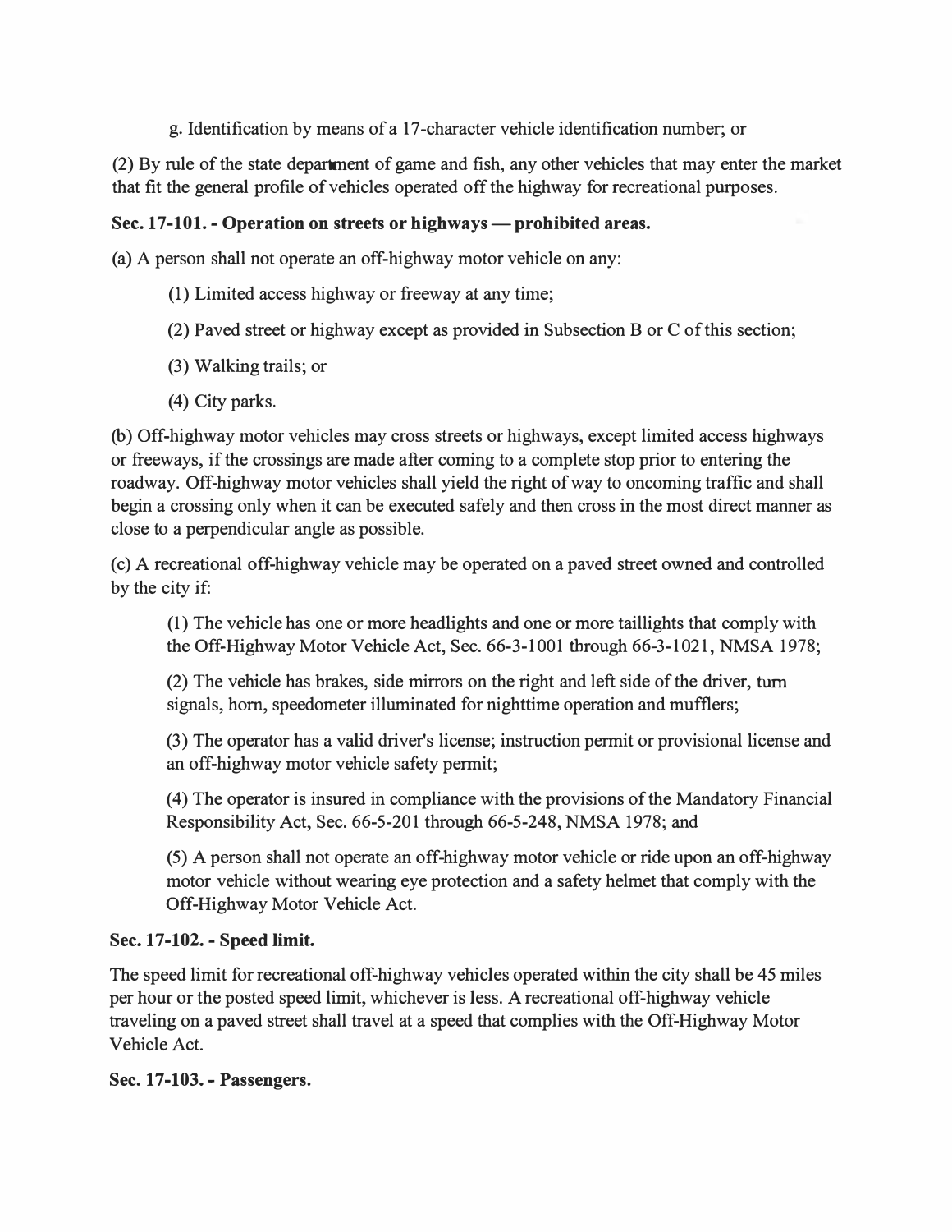g. Identification by means of a 17-character vehicle identification number; or

(2) By rule of the state department of game and fish, any other vehicles that may enter the market that fit the general profile of vehicles operated off the highway for recreational purposes.

**Sec. 17-101. - Operation on streets or highways — prohibited areas.**

(a) A person shall not operate an off-highway motor vehicle on any:

(1) Limited access highway or freeway at any time;

(2) Paved street or highway except as provided in Subsection B or C of this section;

(3) Walking trails; or

(4) City parks.

(b) Off-highway motor vehicles may cross streets or highways, except limited access highways or freeways, if the crossings are made after coming to a complete stop prior to entering the roadway. Off-highway motor vehicles shall yield the right of way to oncoming traffic and shall begin a crossing only when it can be executed safely and then cross in the most direct manner as close to a perpendicular angle as possible.

(c) A recreational off-highway vehicle may be operated on a paved street owned and controlled by the city if:

(1) The vehicle has one or more headlights and one or more taillights that comply with the Off-Highway Motor Vehicle Act, Sec. 66-3-1001 through 66-3-1021, NMSA 1978;

(2) The vehicle has brakes, side mirrors on the right and left side of the driver, turn signals, horn, speedometer illuminated for nighttime operation and mufflers;

(3) The operator has a valid driver's license; instruction permit or provisional license and an off-highway motor vehicle safety permit;

(4) The operator is insured in compliance with the provisions of the Mandatory Financial Responsibility Act, Sec. 66-5-201 through 66-5-248, NMSA 1978; and

(5) A person shall not operate an off-highway motor vehicle or ride upon an off-highway motor vehicle without wearing eye protection and a safety helmet that comply with the Off-Highway Motor Vehicle Act.

**Sec. 17-102. - Speed limit.**

The speed limit for recreational off-highway vehicles operated within the city shall be 45 miles per hour or the posted speed limit, whichever is less. A recreational off-highway vehicle traveling on a paved street shall travel at a speed that complies with the Off-Highway Motor Vehicle Act.

**Sec. 17-103. - Passengers.**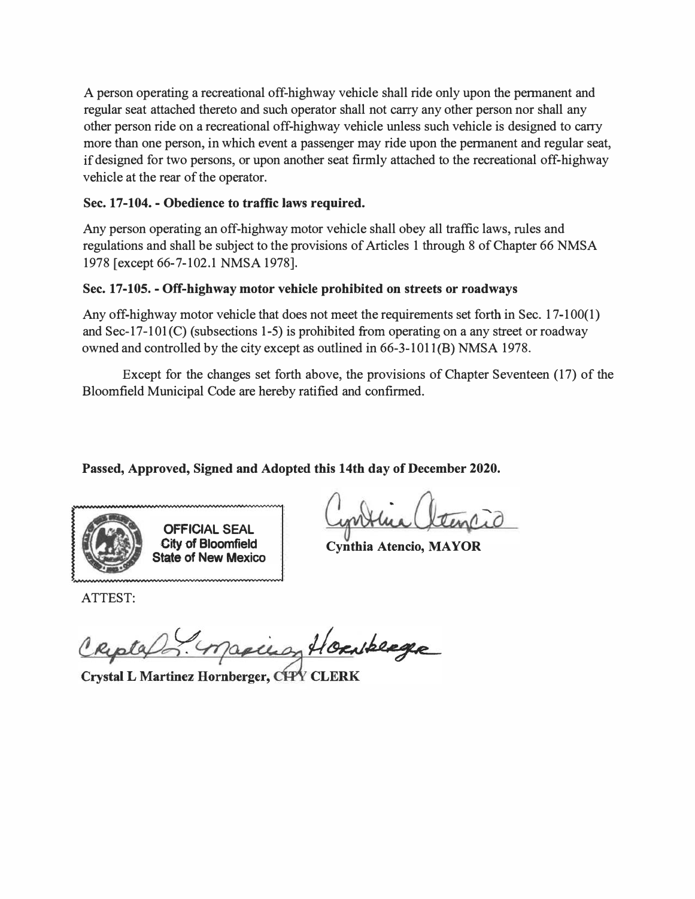A person operating a recreational off-highway vehicle shall ride only upon the permanent and regular seat attached thereto and such operator shall not carry any other person nor shall any other person ride on a recreational off-highway vehicle unless such vehicle is designed to carry more than one person, in which event a passenger may ride upon the permanent and regular seat, if designed for two persons, or upon another seat firmly attached to the recreational off-highway vehicle at the rear of the operator.

**Sec. 17-104. - Obedience to traffic laws required.**

Any person operating an off-highway motor vehicle shall obey all traffic laws, rules and regulations and shall be subject to the provisions of Articles 1 through 8 of Chapter 66 NMSA 1978 [except 66-7-102.1 NMSA 1978].

**Sec. 17-105. - Off-highway motor vehicle prohibited on streets or roadways**

Any off-highway motor vehicle that does not meet the requirements set forth in Sec. 17-100(1) and Sec-17-101(C) (subsections 1-5) is prohibited from operating on a any street or roadway owned and controlled by the city except as outlined in 66-3-1011(B) NMSA 1978.

Except for the changes set forth above, the provisions of Chapter Seventeen (17) of the Bloomfield Municipal Code are hereby ratified and confirmed.

**Passed, Approved, Signed and Adopted this 14th day of December 2020.**

OFFICIAL SEAL
City of Bloomfield
State of New Mexico

Cynthia Atencio

**Cynthia Atencio, MAYOR**

ATTEST:

Crystal L. Martinez Hornberger

**Crystal L Martinez Hornberger, CITY CLERK**